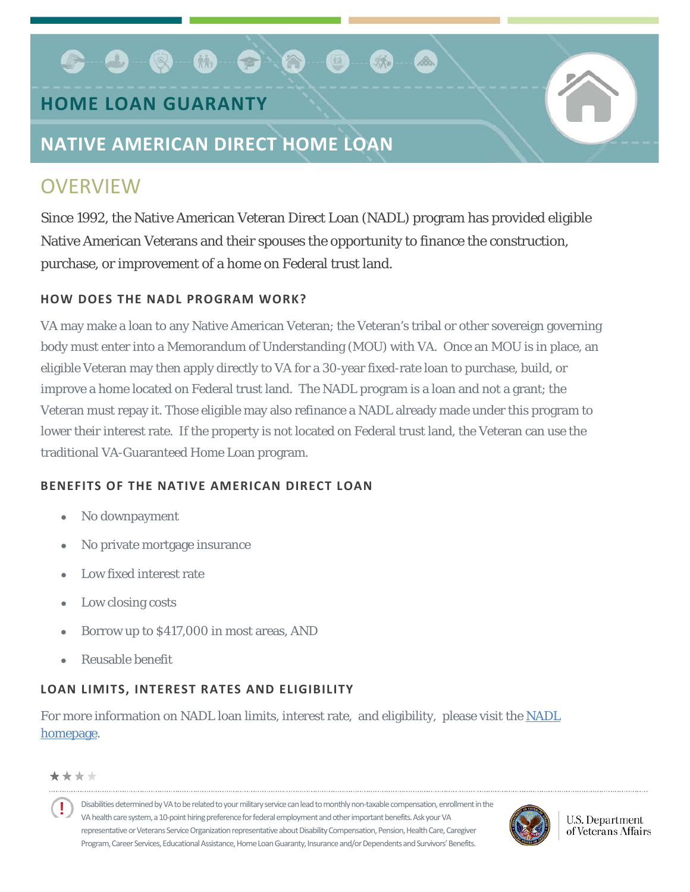# HOME LOAN GUARANTY

## NATIVE AMERICAN DIRECT HOME LOAN

## OVERVIEW

Since 1992, the Native American Veteran Direct Loan (NADL) program has provided eligible Native American Veterans and their spouses the opportunity to finance the construction, purchase, or improvement of a home on Federal trust land.

### HOW DOES THE NADL PROGRAM WORK?

VA may make a loan to any Native American Veteran; the Veteran's tribal or other sovereign governing body must enter into a Memorandum of Understanding (MOU) with VA. Once an MOU is in place, an eligible Veteran may then apply directly to VA for a 30-year fixed-rate loan to purchase, build, or improve a home located on Federal trust land. The NADL program is a loan and not a grant; the Veteran must repay it. Those eligible may also refinance a NADL already made under this program to lower their interest rate. If the property is not located on Federal trust land, the Veteran can use the traditional VA-Guaranteed Home Loan program.

### BENEFITS OF THE NATIVE AMERICAN DIRECT LOAN

- No downpayment
- No private mortgage insurance
- Low fixed interest rate
- Low closing costs
- Borrow up to $417,000 in most areas, AND
- Reusable benefit

### LOAN LIMITS, INTEREST RATES AND ELIGIBILITY

For more information on NADL loan limits, interest rate, and eligibility, please visit the [NADL homepage](#).

Disabilities determined by VA to be related to your military service can lead to monthly non-taxable compensation, enrollment in the VA health care system, a 10-point hiring preference for federal employment and other important benefits. Ask your VA representative or Veterans Service Organization representative about Disability Compensation, Pension, Health Care, Caregiver Program, Career Services, Educational Assistance, Home Loan Guaranty, Insurance and/or Dependents and Survivors' Benefits.

U.S. Department of Veterans Affairs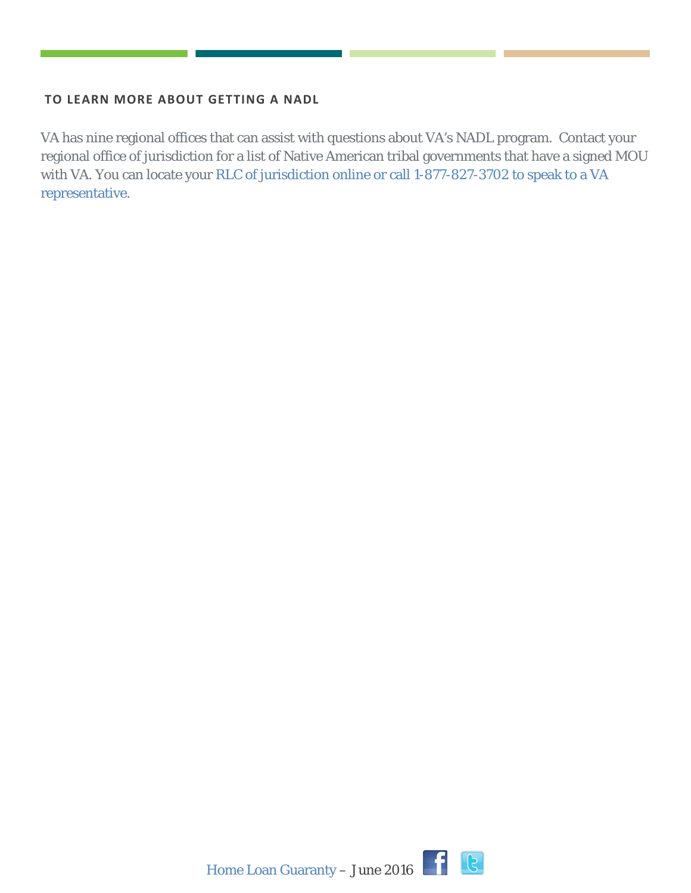## TO LEARN MORE ABOUT GETTING A NADL

VA has nine regional offices that can assist with questions about VA's NADL program. Contact your regional office of jurisdiction for a list of Native American tribal governments that have a signed MOU with VA. You can locate your RLC of jurisdiction online or call 1-877-827-3702 to speak to a VA representative.